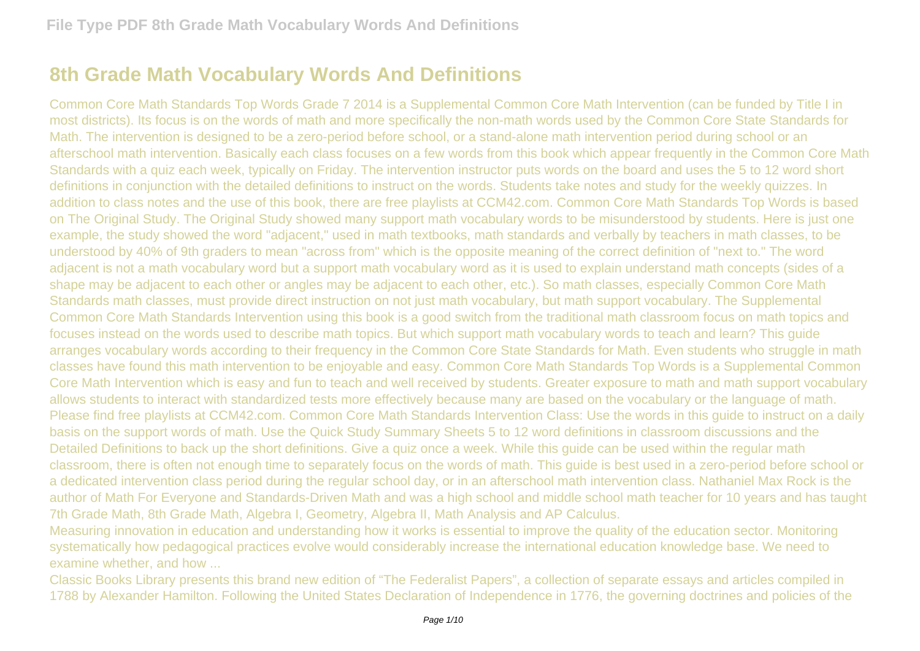# 8th Grade Math Vocabulary Words And Definitions

Common Core Math Standards Top Words Grade 7 2014 is a Supplemental Common Core Math Intervention (can be funded by Title I in most districts). Its focus is on the words of math and more specifically the non-math words used by the Common Core State Standards for Math. The intervention is designed to be a zero-period before school, or a stand-alone math intervention period during school or an afterschool math intervention. Basically each class focuses on a few words from this book which appear frequently in the Common Core Math Standards with a quiz each week, typically on Friday. The intervention instructor puts words on the board and uses the 5 to 12 word short definitions in conjunction with the detailed definitions to instruct on the words. Students take notes and study for the weekly quizzes. In addition to class notes and the use of this book, there are free playlists at CCM42.com. Common Core Math Standards Top Words is based on The Original Study. The Original Study showed many support math vocabulary words to be misunderstood by students. Here is just one example, the study showed the word "adjacent," used in math textbooks, math standards and verbally by teachers in math classes, to be understood by 40% of 9th graders to mean "across from" which is the opposite meaning of the correct definition of "next to." The word adjacent is not a math vocabulary word but a support math vocabulary word as it is used to explain understand math concepts (sides of a shape may be adjacent to each other or angles may be adjacent to each other, etc.). So math classes, especially Common Core Math Standards math classes, must provide direct instruction on not just math vocabulary, but math support vocabulary. The Supplemental Common Core Math Standards Intervention using this book is a good switch from the traditional math classroom focus on math topics and focuses instead on the words used to describe math topics. But which support math vocabulary words to teach and learn? This guide arranges vocabulary words according to their frequency in the Common Core State Standards for Math. Even students who struggle in math classes have found this math intervention to be enjoyable and easy. Common Core Math Standards Top Words is a Supplemental Common Core Math Intervention which is easy and fun to teach and well received by students. Greater exposure to math and math support vocabulary allows students to interact with standardized tests more effectively because many are based on the vocabulary or the language of math. Please find free playlists at CCM42.com. Common Core Math Standards Intervention Class: Use the words in this guide to instruct on a daily basis on the support words of math. Use the Quick Study Summary Sheets 5 to 12 word definitions in classroom discussions and the Detailed Definitions to back up the short definitions. Give a quiz once a week. While this guide can be used within the regular math classroom, there is often not enough time to separately focus on the words of math. This guide is best used in a zero-period before school or a dedicated intervention class period during the regular school day, or in an afterschool math intervention class. Nathaniel Max Rock is the author of Math For Everyone and Standards-Driven Math and was a high school and middle school math teacher for 10 years and has taught 7th Grade Math, 8th Grade Math, Algebra I, Geometry, Algebra II, Math Analysis and AP Calculus.

Measuring innovation in education and understanding how it works is essential to improve the quality of the education sector. Monitoring systematically how pedagogical practices evolve would considerably increase the international education knowledge base. We need to examine whether, and how ...

Classic Books Library presents this brand new edition of "The Federalist Papers", a collection of separate essays and articles compiled in 1788 by Alexander Hamilton. Following the United States Declaration of Independence in 1776, the governing doctrines and policies of the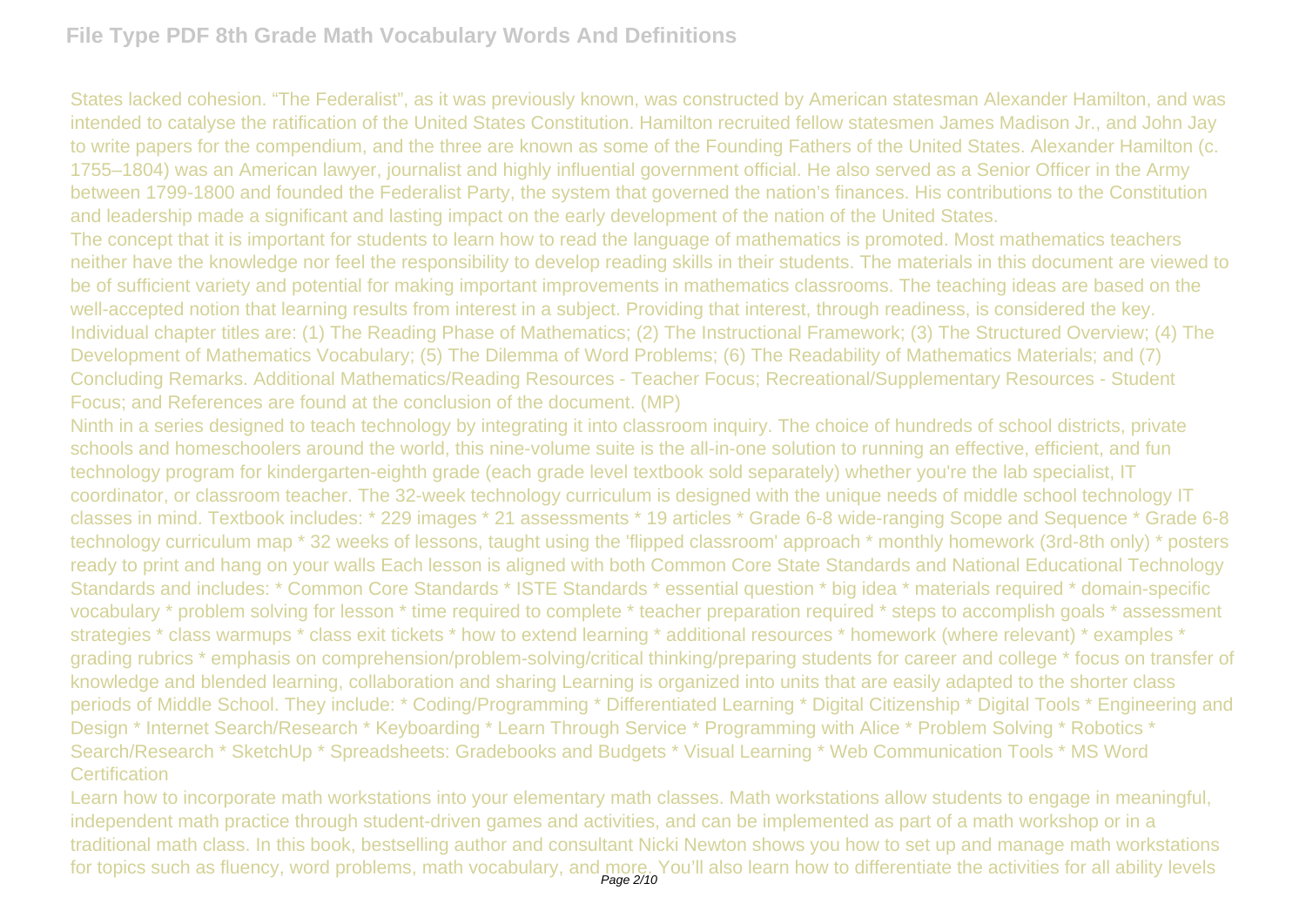States lacked cohesion. "The Federalist", as it was previously known, was constructed by American statesman Alexander Hamilton, and was intended to catalyse the ratification of the United States Constitution. Hamilton recruited fellow statesmen James Madison Jr., and John Jay to write papers for the compendium, and the three are known as some of the Founding Fathers of the United States. Alexander Hamilton (c. 1755–1804) was an American lawyer, journalist and highly influential government official. He also served as a Senior Officer in the Army between 1799-1800 and founded the Federalist Party, the system that governed the nation's finances. His contributions to the Constitution and leadership made a significant and lasting impact on the early development of the nation of the United States.

The concept that it is important for students to learn how to read the language of mathematics is promoted. Most mathematics teachers neither have the knowledge nor feel the responsibility to develop reading skills in their students. The materials in this document are viewed to be of sufficient variety and potential for making important improvements in mathematics classrooms. The teaching ideas are based on the well-accepted notion that learning results from interest in a subject. Providing that interest, through readiness, is considered the key. Individual chapter titles are: (1) The Reading Phase of Mathematics; (2) The Instructional Framework; (3) The Structured Overview; (4) The Development of Mathematics Vocabulary; (5) The Dilemma of Word Problems; (6) The Readability of Mathematics Materials; and (7) Concluding Remarks. Additional Mathematics/Reading Resources - Teacher Focus; Recreational/Supplementary Resources - Student Focus; and References are found at the conclusion of the document. (MP)

Ninth in a series designed to teach technology by integrating it into classroom inquiry. The choice of hundreds of school districts, private schools and homeschoolers around the world, this nine-volume suite is the all-in-one solution to running an effective, efficient, and fun technology program for kindergarten-eighth grade (each grade level textbook sold separately) whether you're the lab specialist, IT coordinator, or classroom teacher. The 32-week technology curriculum is designed with the unique needs of middle school technology IT classes in mind. Textbook includes: * 229 images * 21 assessments * 19 articles * Grade 6-8 wide-ranging Scope and Sequence * Grade 6-8 technology curriculum map * 32 weeks of lessons, taught using the 'flipped classroom' approach * monthly homework (3rd-8th only) * posters ready to print and hang on your walls Each lesson is aligned with both Common Core State Standards and National Educational Technology Standards and includes: * Common Core Standards * ISTE Standards * essential question * big idea * materials required * domain-specific vocabulary * problem solving for lesson * time required to complete * teacher preparation required * steps to accomplish goals * assessment strategies * class warmups * class exit tickets * how to extend learning * additional resources * homework (where relevant) * examples * grading rubrics * emphasis on comprehension/problem-solving/critical thinking/preparing students for career and college * focus on transfer of knowledge and blended learning, collaboration and sharing Learning is organized into units that are easily adapted to the shorter class periods of Middle School. They include: * Coding/Programming * Differentiated Learning * Digital Citizenship * Digital Tools * Engineering and Design * Internet Search/Research * Keyboarding * Learn Through Service * Programming with Alice * Problem Solving * Robotics * Search/Research * SketchUp * Spreadsheets: Gradebooks and Budgets * Visual Learning * Web Communication Tools * MS Word Certification

Learn how to incorporate math workstations into your elementary math classes. Math workstations allow students to engage in meaningful, independent math practice through student-driven games and activities, and can be implemented as part of a math workshop or in a traditional math class. In this book, bestselling author and consultant Nicki Newton shows you how to set up and manage math workstations for topics such as fluency, word problems, math vocabulary, and more. You'll also learn how to differentiate the activities for all ability levels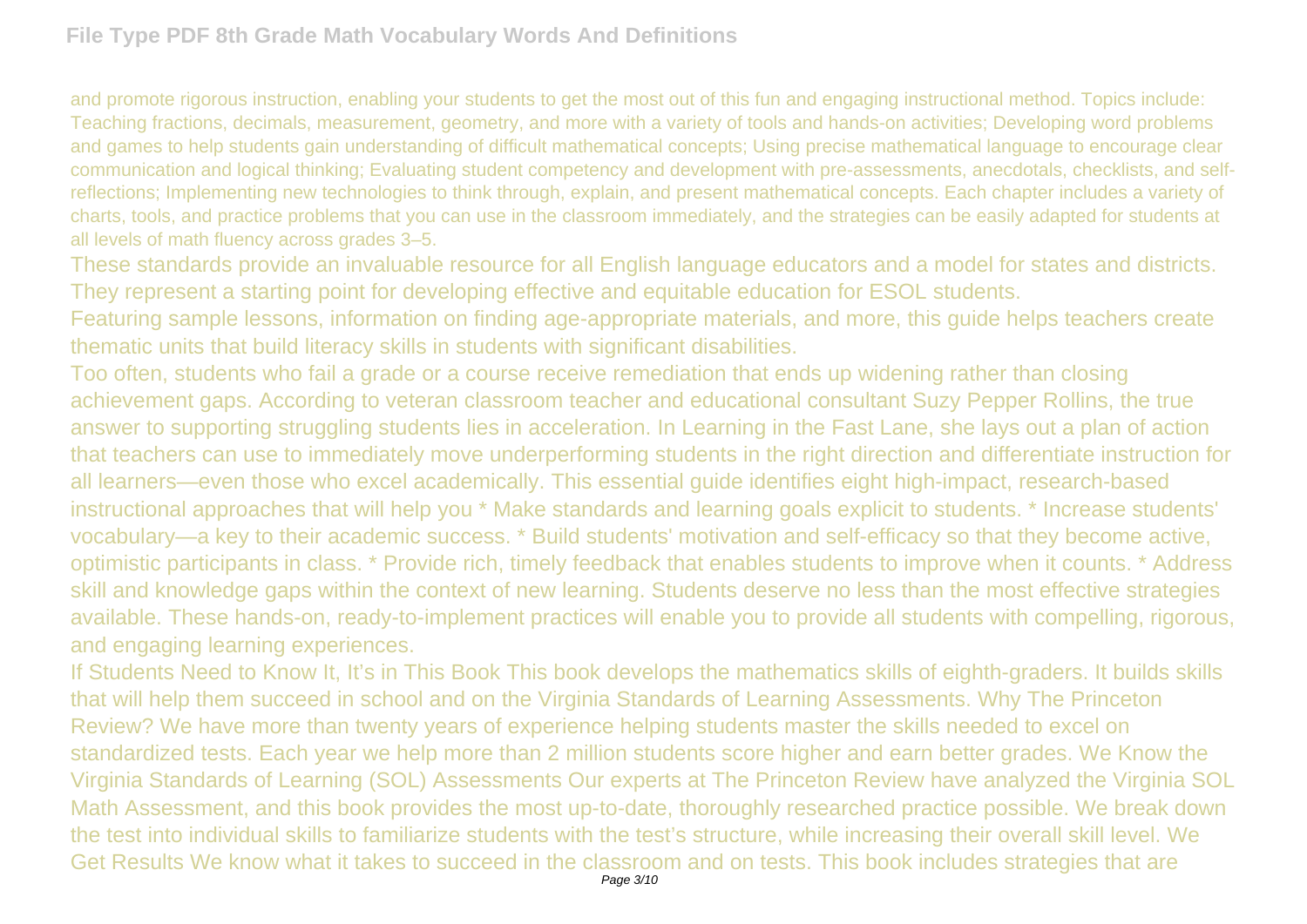and promote rigorous instruction, enabling your students to get the most out of this fun and engaging instructional method. Topics include: Teaching fractions, decimals, measurement, geometry, and more with a variety of tools and hands-on activities; Developing word problems and games to help students gain understanding of difficult mathematical concepts; Using precise mathematical language to encourage clear communication and logical thinking; Evaluating student competency and development with pre-assessments, anecdotals, checklists, and self-reflections; Implementing new technologies to think through, explain, and present mathematical concepts. Each chapter includes a variety of charts, tools, and practice problems that you can use in the classroom immediately, and the strategies can be easily adapted for students at all levels of math fluency across grades 3–5.

These standards provide an invaluable resource for all English language educators and a model for states and districts. They represent a starting point for developing effective and equitable education for ESOL students.

Featuring sample lessons, information on finding age-appropriate materials, and more, this guide helps teachers create thematic units that build literacy skills in students with significant disabilities.

Too often, students who fail a grade or a course receive remediation that ends up widening rather than closing achievement gaps. According to veteran classroom teacher and educational consultant Suzy Pepper Rollins, the true answer to supporting struggling students lies in acceleration. In Learning in the Fast Lane, she lays out a plan of action that teachers can use to immediately move underperforming students in the right direction and differentiate instruction for all learners—even those who excel academically. This essential guide identifies eight high-impact, research-based instructional approaches that will help you * Make standards and learning goals explicit to students. * Increase students' vocabulary—a key to their academic success. * Build students' motivation and self-efficacy so that they become active, optimistic participants in class. * Provide rich, timely feedback that enables students to improve when it counts. * Address skill and knowledge gaps within the context of new learning. Students deserve no less than the most effective strategies available. These hands-on, ready-to-implement practices will enable you to provide all students with compelling, rigorous, and engaging learning experiences.

If Students Need to Know It, It's in This Book This book develops the mathematics skills of eighth-graders. It builds skills that will help them succeed in school and on the Virginia Standards of Learning Assessments. Why The Princeton Review? We have more than twenty years of experience helping students master the skills needed to excel on standardized tests. Each year we help more than 2 million students score higher and earn better grades. We Know the Virginia Standards of Learning (SOL) Assessments Our experts at The Princeton Review have analyzed the Virginia SOL Math Assessment, and this book provides the most up-to-date, thoroughly researched practice possible. We break down the test into individual skills to familiarize students with the test's structure, while increasing their overall skill level. We Get Results We know what it takes to succeed in the classroom and on tests. This book includes strategies that are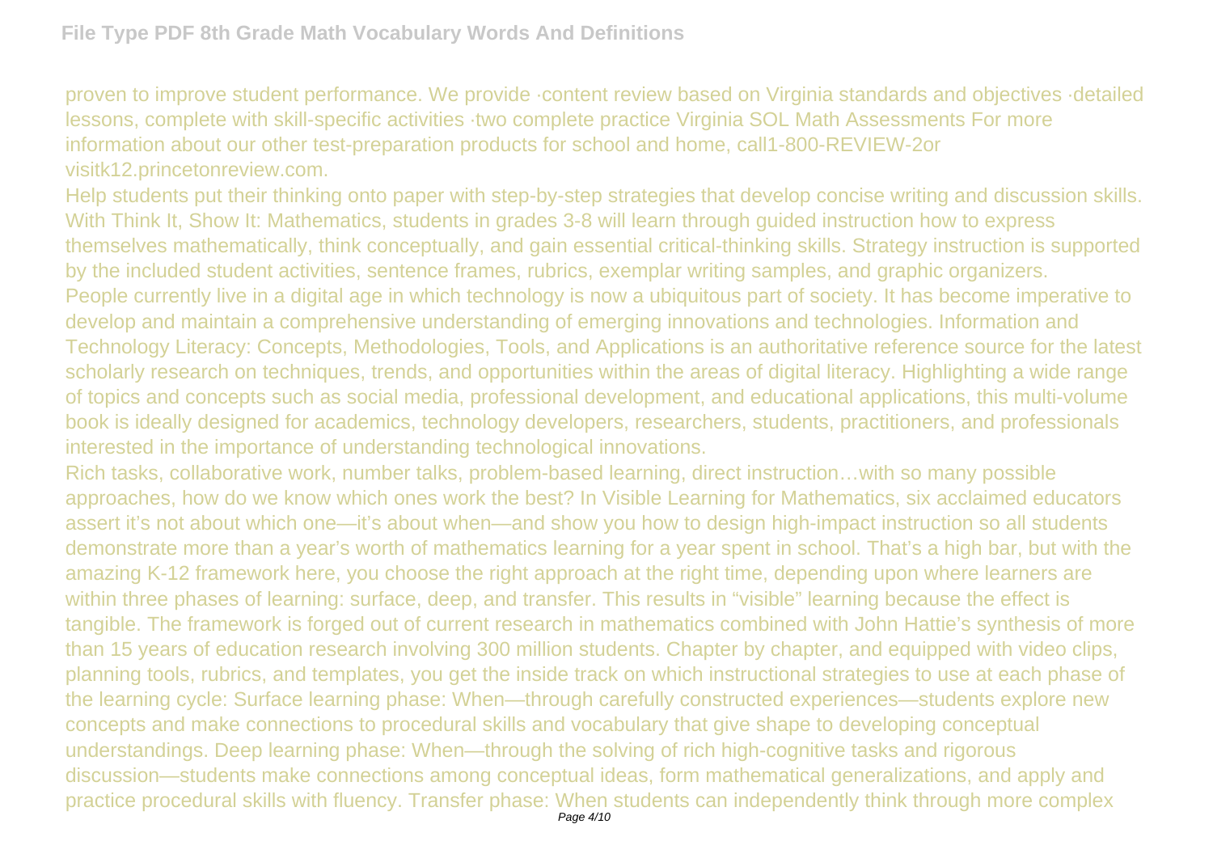proven to improve student performance. We provide ·content review based on Virginia standards and objectives ·detailed lessons, complete with skill-specific activities ·two complete practice Virginia SOL Math Assessments For more information about our other test-preparation products for school and home, call1-800-REVIEW-2or visitk12.princetonreview.com.

Help students put their thinking onto paper with step-by-step strategies that develop concise writing and discussion skills. With Think It, Show It: Mathematics, students in grades 3-8 will learn through guided instruction how to express themselves mathematically, think conceptually, and gain essential critical-thinking skills. Strategy instruction is supported by the included student activities, sentence frames, rubrics, exemplar writing samples, and graphic organizers.

People currently live in a digital age in which technology is now a ubiquitous part of society. It has become imperative to develop and maintain a comprehensive understanding of emerging innovations and technologies. Information and Technology Literacy: Concepts, Methodologies, Tools, and Applications is an authoritative reference source for the latest scholarly research on techniques, trends, and opportunities within the areas of digital literacy. Highlighting a wide range of topics and concepts such as social media, professional development, and educational applications, this multi-volume book is ideally designed for academics, technology developers, researchers, students, practitioners, and professionals interested in the importance of understanding technological innovations.

Rich tasks, collaborative work, number talks, problem-based learning, direct instruction…with so many possible approaches, how do we know which ones work the best? In Visible Learning for Mathematics, six acclaimed educators assert it's not about which one—it's about when—and show you how to design high-impact instruction so all students demonstrate more than a year's worth of mathematics learning for a year spent in school. That's a high bar, but with the amazing K-12 framework here, you choose the right approach at the right time, depending upon where learners are within three phases of learning: surface, deep, and transfer. This results in "visible" learning because the effect is tangible. The framework is forged out of current research in mathematics combined with John Hattie's synthesis of more than 15 years of education research involving 300 million students. Chapter by chapter, and equipped with video clips, planning tools, rubrics, and templates, you get the inside track on which instructional strategies to use at each phase of the learning cycle: Surface learning phase: When—through carefully constructed experiences—students explore new concepts and make connections to procedural skills and vocabulary that give shape to developing conceptual understandings. Deep learning phase: When—through the solving of rich high-cognitive tasks and rigorous discussion—students make connections among conceptual ideas, form mathematical generalizations, and apply and practice procedural skills with fluency. Transfer phase: When students can independently think through more complex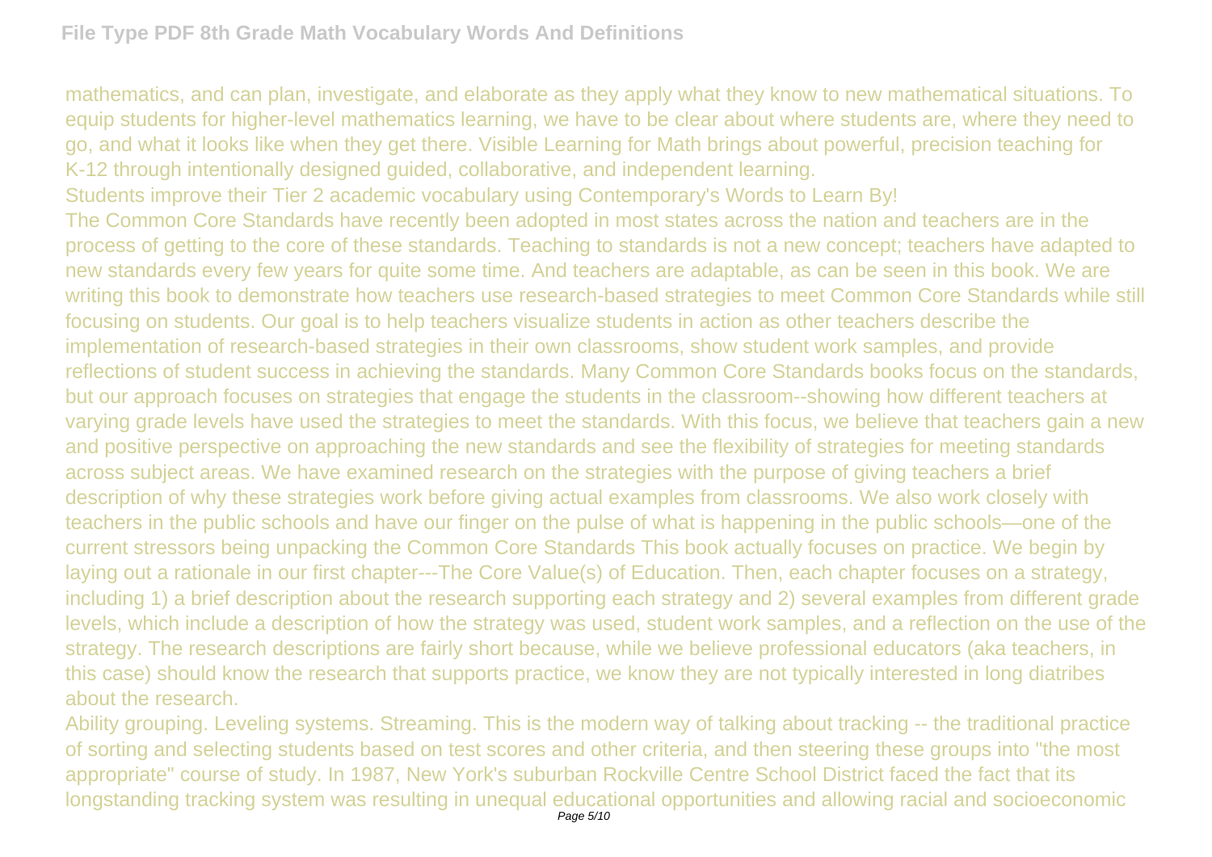mathematics, and can plan, investigate, and elaborate as they apply what they know to new mathematical situations. To equip students for higher-level mathematics learning, we have to be clear about where students are, where they need to go, and what it looks like when they get there. Visible Learning for Math brings about powerful, precision teaching for K-12 through intentionally designed guided, collaborative, and independent learning.

Students improve their Tier 2 academic vocabulary using Contemporary's Words to Learn By!

The Common Core Standards have recently been adopted in most states across the nation and teachers are in the process of getting to the core of these standards. Teaching to standards is not a new concept; teachers have adapted to new standards every few years for quite some time. And teachers are adaptable, as can be seen in this book. We are writing this book to demonstrate how teachers use research-based strategies to meet Common Core Standards while still focusing on students. Our goal is to help teachers visualize students in action as other teachers describe the implementation of research-based strategies in their own classrooms, show student work samples, and provide reflections of student success in achieving the standards. Many Common Core Standards books focus on the standards, but our approach focuses on strategies that engage the students in the classroom--showing how different teachers at varying grade levels have used the strategies to meet the standards. With this focus, we believe that teachers gain a new and positive perspective on approaching the new standards and see the flexibility of strategies for meeting standards across subject areas. We have examined research on the strategies with the purpose of giving teachers a brief description of why these strategies work before giving actual examples from classrooms. We also work closely with teachers in the public schools and have our finger on the pulse of what is happening in the public schools—one of the current stressors being unpacking the Common Core Standards This book actually focuses on practice. We begin by laying out a rationale in our first chapter---The Core Value(s) of Education. Then, each chapter focuses on a strategy, including 1) a brief description about the research supporting each strategy and 2) several examples from different grade levels, which include a description of how the strategy was used, student work samples, and a reflection on the use of the strategy. The research descriptions are fairly short because, while we believe professional educators (aka teachers, in this case) should know the research that supports practice, we know they are not typically interested in long diatribes about the research.

Ability grouping. Leveling systems. Streaming. This is the modern way of talking about tracking -- the traditional practice of sorting and selecting students based on test scores and other criteria, and then steering these groups into "the most appropriate" course of study. In 1987, New York's suburban Rockville Centre School District faced the fact that its longstanding tracking system was resulting in unequal educational opportunities and allowing racial and socioeconomic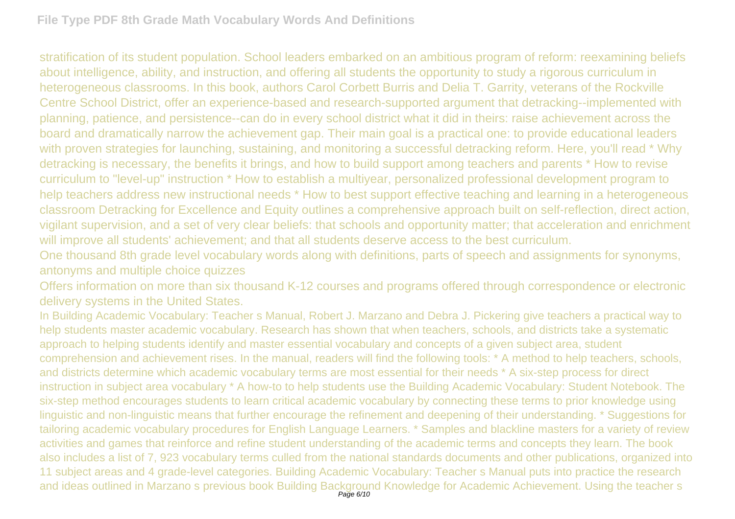stratification of its student population. School leaders embarked on an ambitious program of reform: reexamining beliefs about intelligence, ability, and instruction, and offering all students the opportunity to study a rigorous curriculum in heterogeneous classrooms. In this book, authors Carol Corbett Burris and Delia T. Garrity, veterans of the Rockville Centre School District, offer an experience-based and research-supported argument that detracking--implemented with planning, patience, and persistence--can do in every school district what it did in theirs: raise achievement across the board and dramatically narrow the achievement gap. Their main goal is a practical one: to provide educational leaders with proven strategies for launching, sustaining, and monitoring a successful detracking reform. Here, you'll read * Why detracking is necessary, the benefits it brings, and how to build support among teachers and parents * How to revise curriculum to "level-up" instruction * How to establish a multiyear, personalized professional development program to help teachers address new instructional needs * How to best support effective teaching and learning in a heterogeneous classroom Detracking for Excellence and Equity outlines a comprehensive approach built on self-reflection, direct action, vigilant supervision, and a set of very clear beliefs: that schools and opportunity matter; that acceleration and enrichment will improve all students' achievement; and that all students deserve access to the best curriculum.

One thousand 8th grade level vocabulary words along with definitions, parts of speech and assignments for synonyms, antonyms and multiple choice quizzes

Offers information on more than six thousand K-12 courses and programs offered through correspondence or electronic delivery systems in the United States.

In Building Academic Vocabulary: Teacher s Manual, Robert J. Marzano and Debra J. Pickering give teachers a practical way to help students master academic vocabulary. Research has shown that when teachers, schools, and districts take a systematic approach to helping students identify and master essential vocabulary and concepts of a given subject area, student comprehension and achievement rises. In the manual, readers will find the following tools: * A method to help teachers, schools, and districts determine which academic vocabulary terms are most essential for their needs * A six-step process for direct instruction in subject area vocabulary * A how-to to help students use the Building Academic Vocabulary: Student Notebook. The six-step method encourages students to learn critical academic vocabulary by connecting these terms to prior knowledge using linguistic and non-linguistic means that further encourage the refinement and deepening of their understanding. * Suggestions for tailoring academic vocabulary procedures for English Language Learners. * Samples and blackline masters for a variety of review activities and games that reinforce and refine student understanding of the academic terms and concepts they learn. The book also includes a list of 7, 923 vocabulary terms culled from the national standards documents and other publications, organized into 11 subject areas and 4 grade-level categories. Building Academic Vocabulary: Teacher s Manual puts into practice the research and ideas outlined in Marzano s previous book Building Background Knowledge for Academic Achievement. Using the teacher s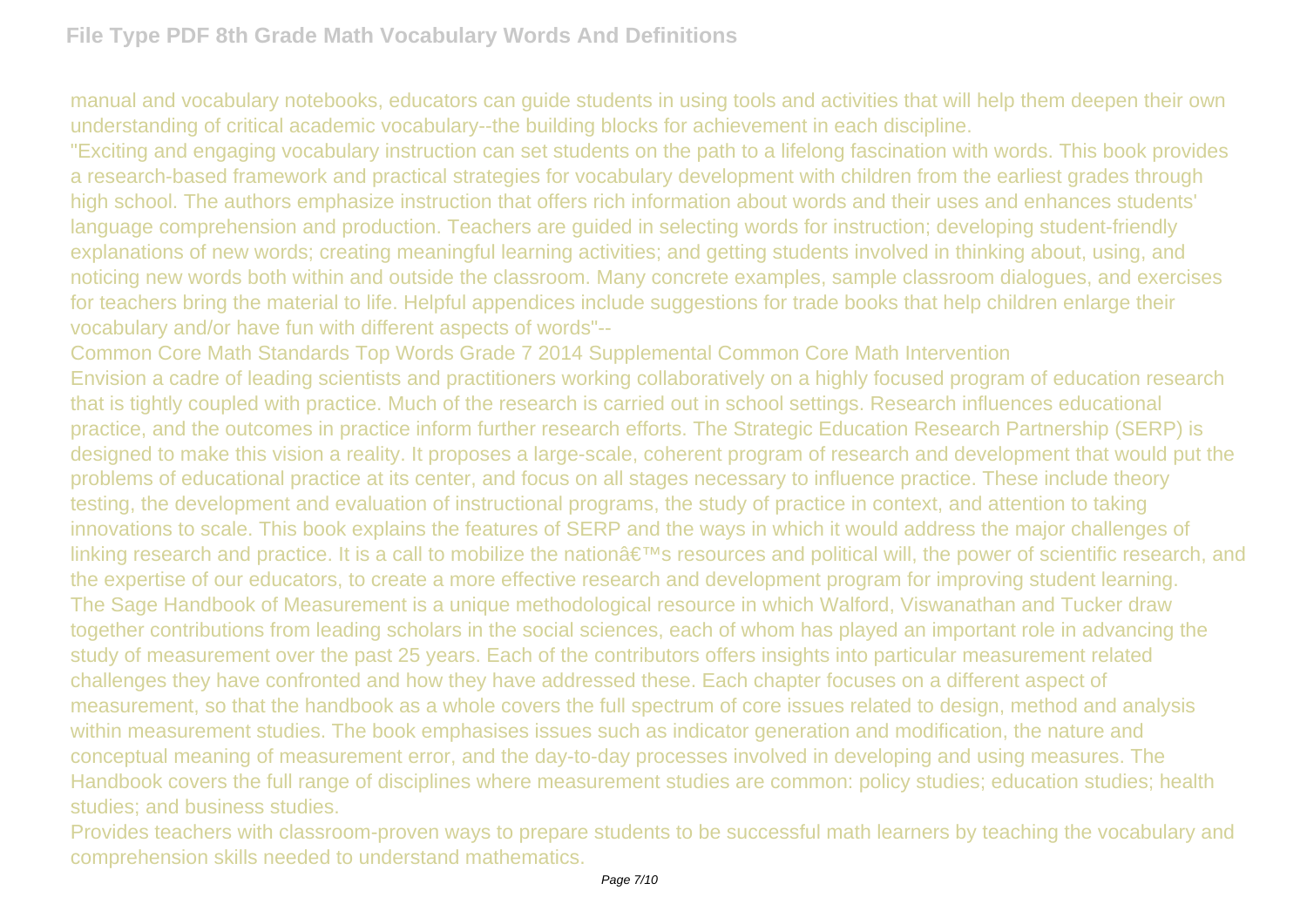manual and vocabulary notebooks, educators can guide students in using tools and activities that will help them deepen their own understanding of critical academic vocabulary--the building blocks for achievement in each discipline.

"Exciting and engaging vocabulary instruction can set students on the path to a lifelong fascination with words. This book provides a research-based framework and practical strategies for vocabulary development with children from the earliest grades through high school. The authors emphasize instruction that offers rich information about words and their uses and enhances students' language comprehension and production. Teachers are guided in selecting words for instruction; developing student-friendly explanations of new words; creating meaningful learning activities; and getting students involved in thinking about, using, and noticing new words both within and outside the classroom. Many concrete examples, sample classroom dialogues, and exercises for teachers bring the material to life. Helpful appendices include suggestions for trade books that help children enlarge their vocabulary and/or have fun with different aspects of words"--

Common Core Math Standards Top Words Grade 7 2014 Supplemental Common Core Math Intervention

Envision a cadre of leading scientists and practitioners working collaboratively on a highly focused program of education research that is tightly coupled with practice. Much of the research is carried out in school settings. Research influences educational practice, and the outcomes in practice inform further research efforts. The Strategic Education Research Partnership (SERP) is designed to make this vision a reality. It proposes a large-scale, coherent program of research and development that would put the problems of educational practice at its center, and focus on all stages necessary to influence practice. These include theory testing, the development and evaluation of instructional programs, the study of practice in context, and attention to taking innovations to scale. This book explains the features of SERP and the ways in which it would address the major challenges of linking research and practice. It is a call to mobilize the nationâ€™s resources and political will, the power of scientific research, and the expertise of our educators, to create a more effective research and development program for improving student learning.

The Sage Handbook of Measurement is a unique methodological resource in which Walford, Viswanathan and Tucker draw together contributions from leading scholars in the social sciences, each of whom has played an important role in advancing the study of measurement over the past 25 years. Each of the contributors offers insights into particular measurement related challenges they have confronted and how they have addressed these. Each chapter focuses on a different aspect of measurement, so that the handbook as a whole covers the full spectrum of core issues related to design, method and analysis within measurement studies. The book emphasises issues such as indicator generation and modification, the nature and conceptual meaning of measurement error, and the day-to-day processes involved in developing and using measures. The Handbook covers the full range of disciplines where measurement studies are common: policy studies; education studies; health studies; and business studies.

Provides teachers with classroom-proven ways to prepare students to be successful math learners by teaching the vocabulary and comprehension skills needed to understand mathematics.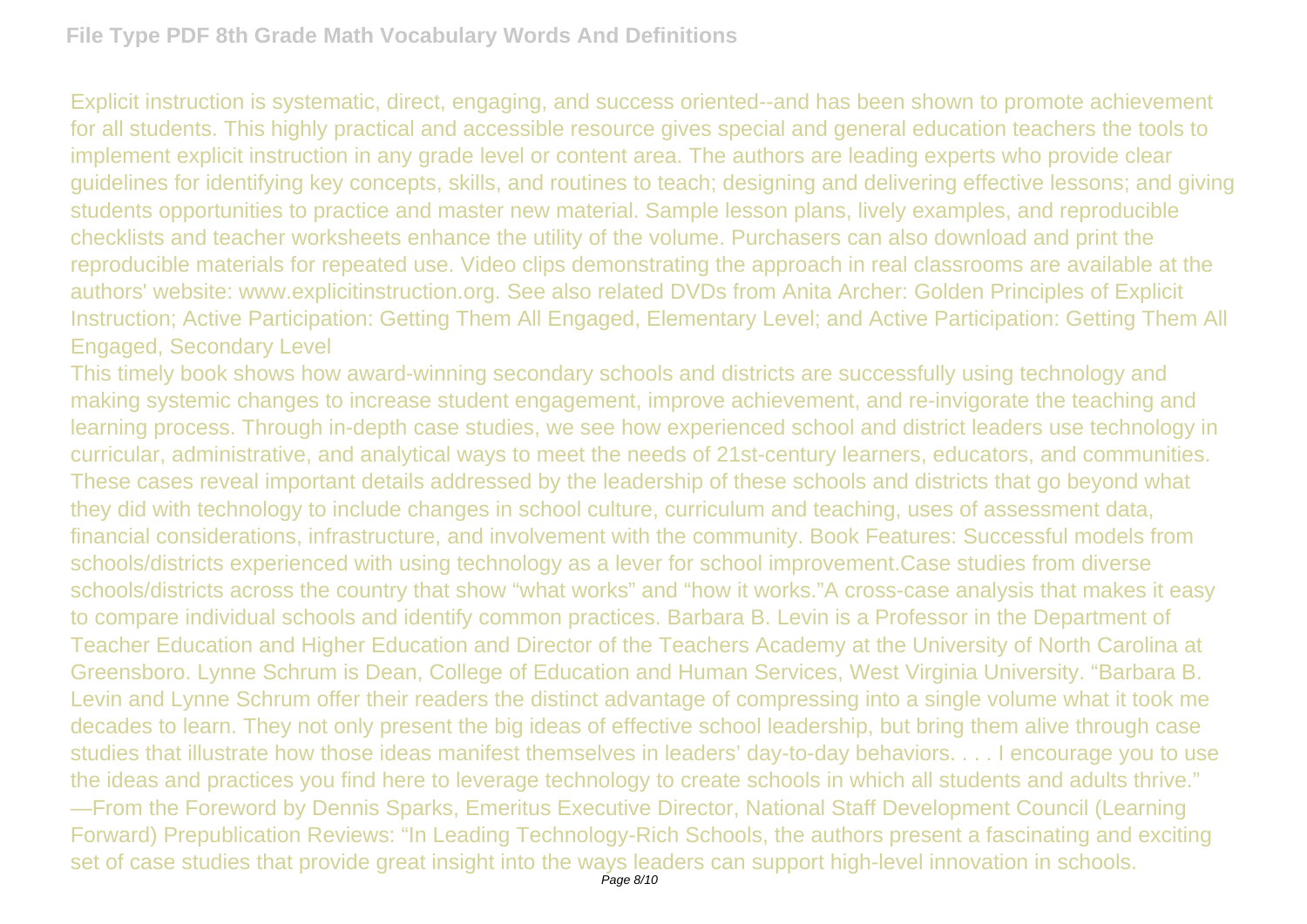Explicit instruction is systematic, direct, engaging, and success oriented--and has been shown to promote achievement for all students. This highly practical and accessible resource gives special and general education teachers the tools to implement explicit instruction in any grade level or content area. The authors are leading experts who provide clear guidelines for identifying key concepts, skills, and routines to teach; designing and delivering effective lessons; and giving students opportunities to practice and master new material. Sample lesson plans, lively examples, and reproducible checklists and teacher worksheets enhance the utility of the volume. Purchasers can also download and print the reproducible materials for repeated use. Video clips demonstrating the approach in real classrooms are available at the authors' website: www.explicitinstruction.org. See also related DVDs from Anita Archer: Golden Principles of Explicit Instruction; Active Participation: Getting Them All Engaged, Elementary Level; and Active Participation: Getting Them All Engaged, Secondary Level

This timely book shows how award-winning secondary schools and districts are successfully using technology and making systemic changes to increase student engagement, improve achievement, and re-invigorate the teaching and learning process. Through in-depth case studies, we see how experienced school and district leaders use technology in curricular, administrative, and analytical ways to meet the needs of 21st-century learners, educators, and communities. These cases reveal important details addressed by the leadership of these schools and districts that go beyond what they did with technology to include changes in school culture, curriculum and teaching, uses of assessment data, financial considerations, infrastructure, and involvement with the community. Book Features: Successful models from schools/districts experienced with using technology as a lever for school improvement.Case studies from diverse schools/districts across the country that show “what works” and “how it works.”A cross-case analysis that makes it easy to compare individual schools and identify common practices. Barbara B. Levin is a Professor in the Department of Teacher Education and Higher Education and Director of the Teachers Academy at the University of North Carolina at Greensboro. Lynne Schrum is Dean, College of Education and Human Services, West Virginia University. “Barbara B. Levin and Lynne Schrum offer their readers the distinct advantage of compressing into a single volume what it took me decades to learn. They not only present the big ideas of effective school leadership, but bring them alive through case studies that illustrate how those ideas manifest themselves in leaders’ day-to-day behaviors. . . . I encourage you to use the ideas and practices you find here to leverage technology to create schools in which all students and adults thrive.” —From the Foreword by Dennis Sparks, Emeritus Executive Director, National Staff Development Council (Learning Forward) Prepublication Reviews: “In Leading Technology-Rich Schools, the authors present a fascinating and exciting set of case studies that provide great insight into the ways leaders can support high-level innovation in schools.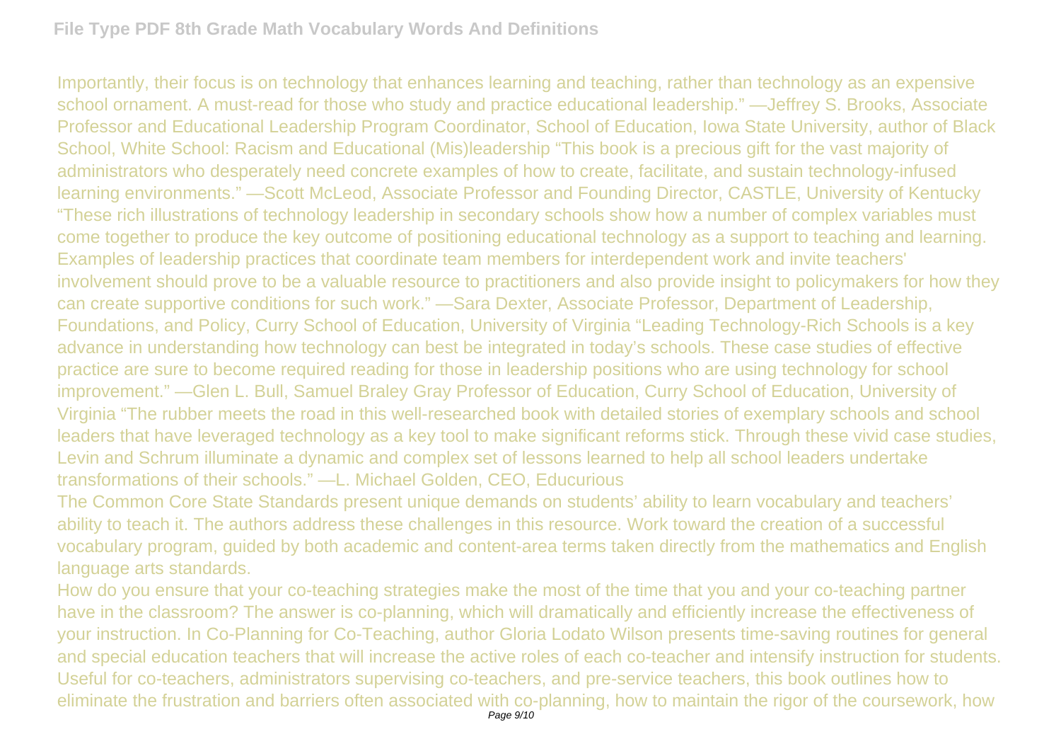Importantly, their focus is on technology that enhances learning and teaching, rather than technology as an expensive school ornament. A must-read for those who study and practice educational leadership." —Jeffrey S. Brooks, Associate Professor and Educational Leadership Program Coordinator, School of Education, Iowa State University, author of Black School, White School: Racism and Educational (Mis)leadership "This book is a precious gift for the vast majority of administrators who desperately need concrete examples of how to create, facilitate, and sustain technology-infused learning environments." —Scott McLeod, Associate Professor and Founding Director, CASTLE, University of Kentucky "These rich illustrations of technology leadership in secondary schools show how a number of complex variables must come together to produce the key outcome of positioning educational technology as a support to teaching and learning. Examples of leadership practices that coordinate team members for interdependent work and invite teachers' involvement should prove to be a valuable resource to practitioners and also provide insight to policymakers for how they can create supportive conditions for such work." —Sara Dexter, Associate Professor, Department of Leadership, Foundations, and Policy, Curry School of Education, University of Virginia "Leading Technology-Rich Schools is a key advance in understanding how technology can best be integrated in today's schools. These case studies of effective practice are sure to become required reading for those in leadership positions who are using technology for school improvement." —Glen L. Bull, Samuel Braley Gray Professor of Education, Curry School of Education, University of Virginia "The rubber meets the road in this well-researched book with detailed stories of exemplary schools and school leaders that have leveraged technology as a key tool to make significant reforms stick. Through these vivid case studies, Levin and Schrum illuminate a dynamic and complex set of lessons learned to help all school leaders undertake transformations of their schools." —L. Michael Golden, CEO, Educurious

The Common Core State Standards present unique demands on students' ability to learn vocabulary and teachers' ability to teach it. The authors address these challenges in this resource. Work toward the creation of a successful vocabulary program, guided by both academic and content-area terms taken directly from the mathematics and English language arts standards.

How do you ensure that your co-teaching strategies make the most of the time that you and your co-teaching partner have in the classroom? The answer is co-planning, which will dramatically and efficiently increase the effectiveness of your instruction. In Co-Planning for Co-Teaching, author Gloria Lodato Wilson presents time-saving routines for general and special education teachers that will increase the active roles of each co-teacher and intensify instruction for students. Useful for co-teachers, administrators supervising co-teachers, and pre-service teachers, this book outlines how to eliminate the frustration and barriers often associated with co-planning, how to maintain the rigor of the coursework, how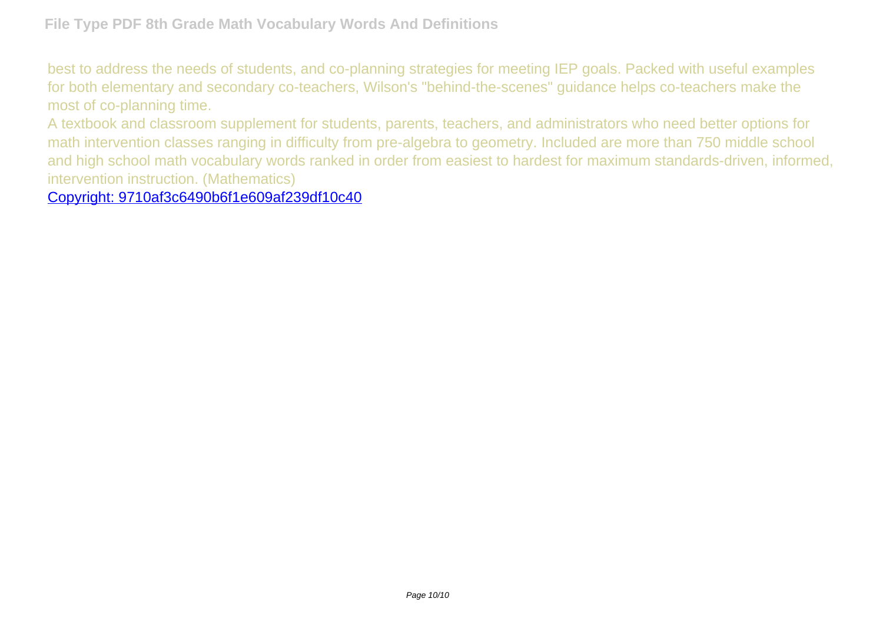best to address the needs of students, and co-planning strategies for meeting IEP goals. Packed with useful examples for both elementary and secondary co-teachers, Wilson's "behind-the-scenes" guidance helps co-teachers make the most of co-planning time.

A textbook and classroom supplement for students, parents, teachers, and administrators who need better options for math intervention classes ranging in difficulty from pre-algebra to geometry. Included are more than 750 middle school and high school math vocabulary words ranked in order from easiest to hardest for maximum standards-driven, informed, intervention instruction. (Mathematics)

Copyright: 9710af3c6490b6f1e609af239df10c40